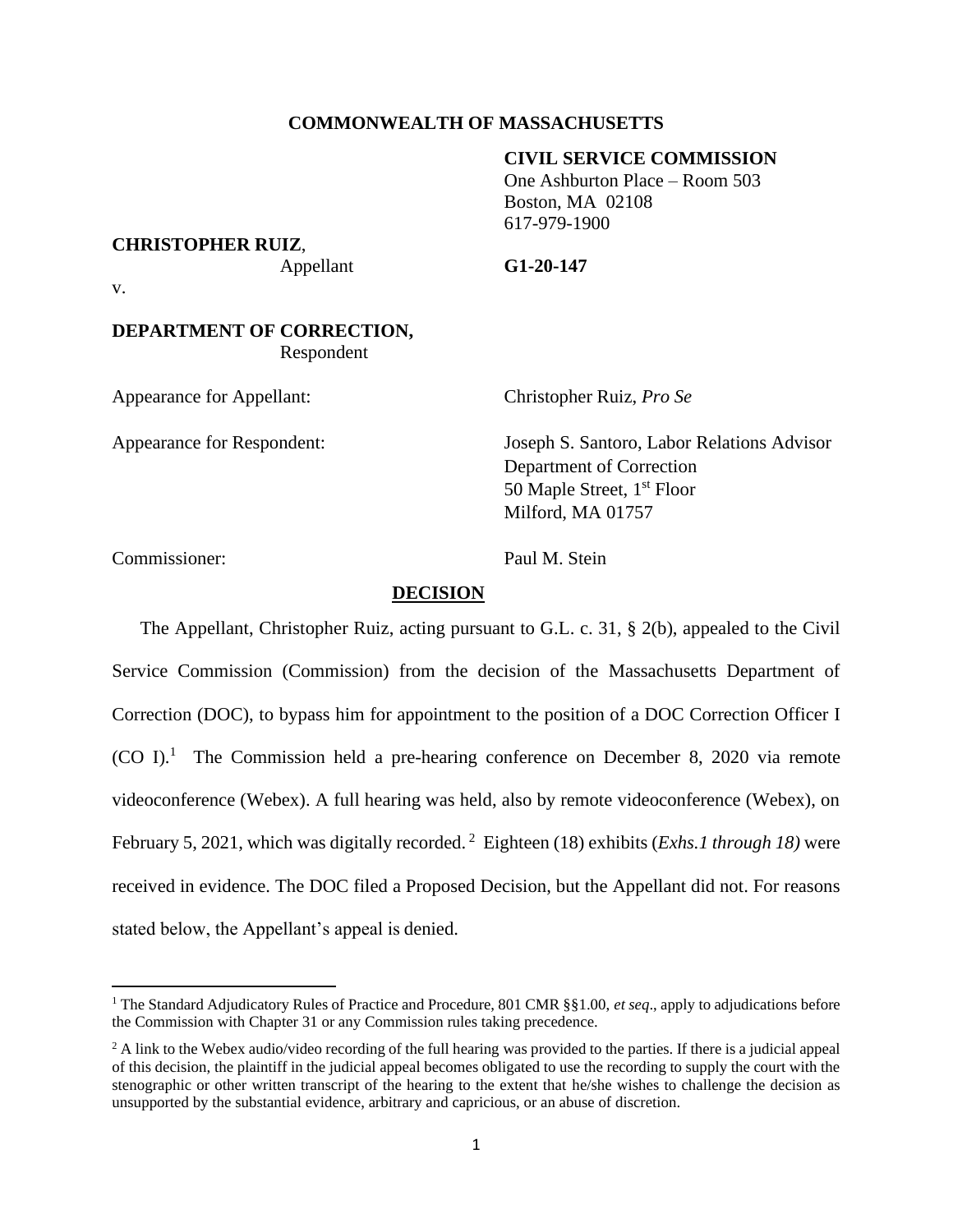**COMMONWEALTH OF MASSACHUSETTS**

**CIVIL SERVICE COMMISSION**
One Ashburton Place – Room 503
Boston, MA 02108
617-979-1900

**CHRISTOPHER RUIZ**,
Appellant

**G1-20-147**

v.

**DEPARTMENT OF CORRECTION,**
Respondent

Appearance for Appellant: Christopher Ruiz, *Pro Se*

Appearance for Respondent: Joseph S. Santoro, Labor Relations Advisor
Department of Correction
50 Maple Street, 1st Floor
Milford, MA 01757

Commissioner: Paul M. Stein

## DECISION

The Appellant, Christopher Ruiz, acting pursuant to G.L. c. 31, § 2(b), appealed to the Civil Service Commission (Commission) from the decision of the Massachusetts Department of Correction (DOC), to bypass him for appointment to the position of a DOC Correction Officer I (CO I).[1] The Commission held a pre-hearing conference on December 8, 2020 via remote videoconference (Webex). A full hearing was held, also by remote videoconference (Webex), on February 5, 2021, which was digitally recorded.[2] Eighteen (18) exhibits (*Exhs.1 through 18)* were received in evidence. The DOC filed a Proposed Decision, but the Appellant did not. For reasons stated below, the Appellant's appeal is denied.

---

[1] The Standard Adjudicatory Rules of Practice and Procedure, 801 CMR §§1.00, *et seq*., apply to adjudications before the Commission with Chapter 31 or any Commission rules taking precedence.

[2] A link to the Webex audio/video recording of the full hearing was provided to the parties. If there is a judicial appeal of this decision, the plaintiff in the judicial appeal becomes obligated to use the recording to supply the court with the stenographic or other written transcript of the hearing to the extent that he/she wishes to challenge the decision as unsupported by the substantial evidence, arbitrary and capricious, or an abuse of discretion.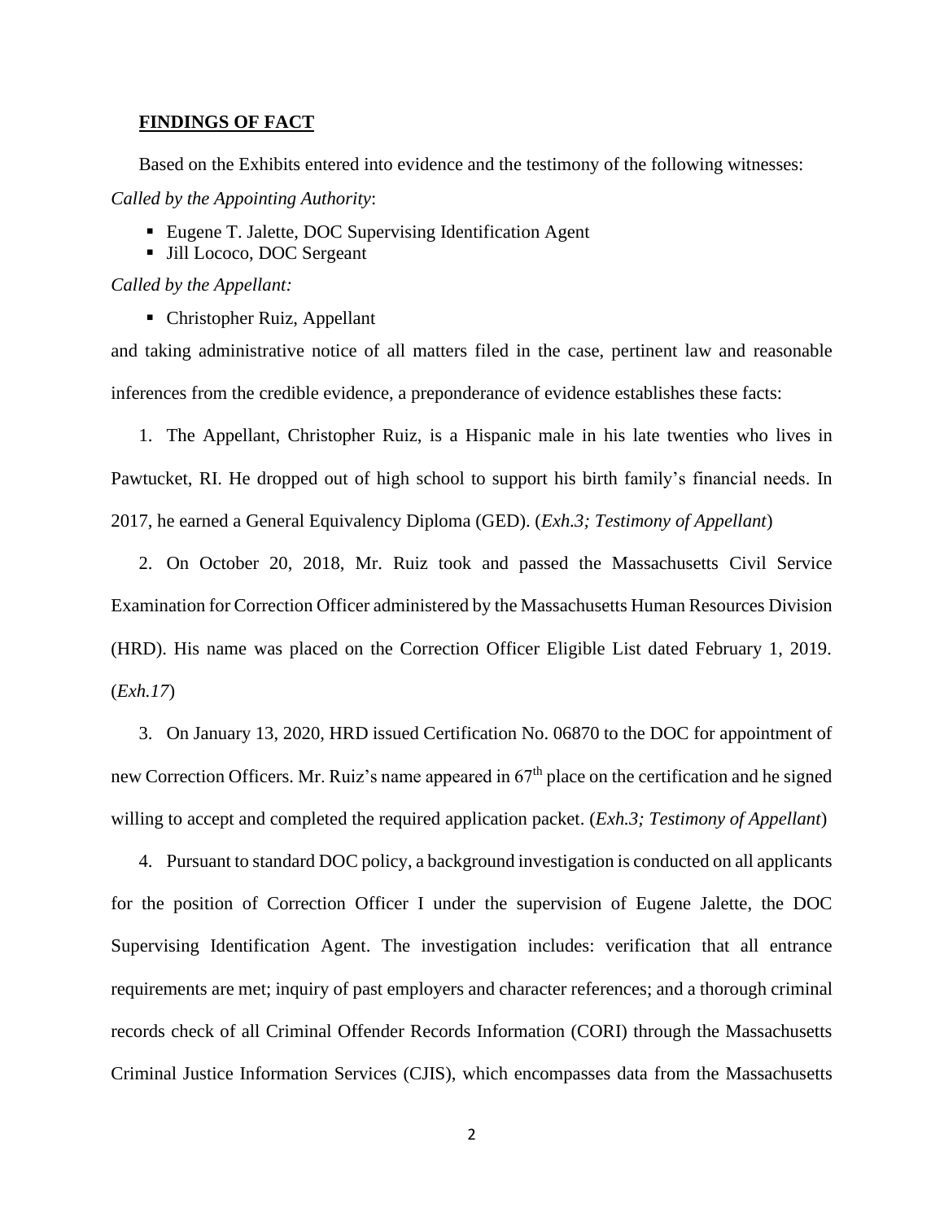**FINDINGS OF FACT**

Based on the Exhibits entered into evidence and the testimony of the following witnesses:

*Called by the Appointing Authority*:

- Eugene T. Jalette, DOC Supervising Identification Agent
- Jill Lococo, DOC Sergeant

*Called by the Appellant:*

- Christopher Ruiz, Appellant

and taking administrative notice of all matters filed in the case, pertinent law and reasonable inferences from the credible evidence, a preponderance of evidence establishes these facts:

1. The Appellant, Christopher Ruiz, is a Hispanic male in his late twenties who lives in Pawtucket, RI. He dropped out of high school to support his birth family's financial needs. In 2017, he earned a General Equivalency Diploma (GED). (*Exh.3; Testimony of Appellant*)

2. On October 20, 2018, Mr. Ruiz took and passed the Massachusetts Civil Service Examination for Correction Officer administered by the Massachusetts Human Resources Division (HRD). His name was placed on the Correction Officer Eligible List dated February 1, 2019. (*Exh.17*)

3. On January 13, 2020, HRD issued Certification No. 06870 to the DOC for appointment of new Correction Officers. Mr. Ruiz's name appeared in 67th place on the certification and he signed willing to accept and completed the required application packet. (*Exh.3; Testimony of Appellant*)

4. Pursuant to standard DOC policy, a background investigation is conducted on all applicants for the position of Correction Officer I under the supervision of Eugene Jalette, the DOC Supervising Identification Agent. The investigation includes: verification that all entrance requirements are met; inquiry of past employers and character references; and a thorough criminal records check of all Criminal Offender Records Information (CORI) through the Massachusetts Criminal Justice Information Services (CJIS), which encompasses data from the Massachusetts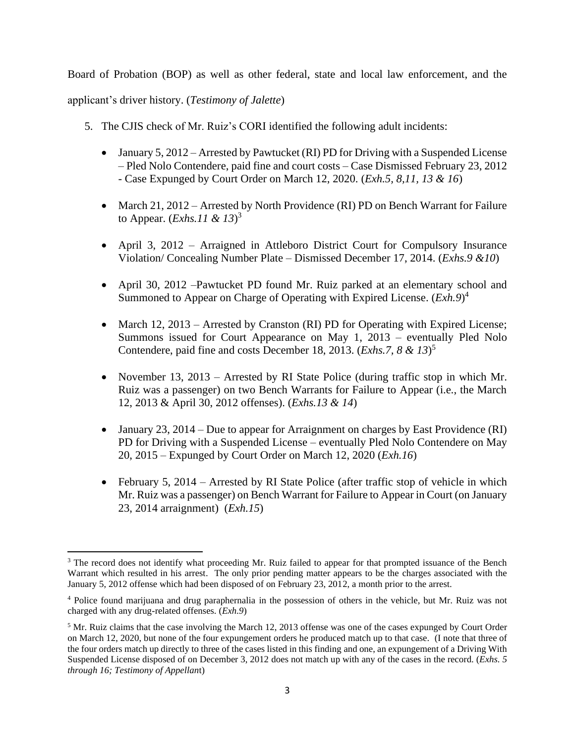Board of Probation (BOP) as well as other federal, state and local law enforcement, and the applicant's driver history. (*Testimony of Jalette*)

5. The CJIS check of Mr. Ruiz's CORI identified the following adult incidents:

   - January 5, 2012 – Arrested by Pawtucket (RI) PD for Driving with a Suspended License – Pled Nolo Contendere, paid fine and court costs – Case Dismissed February 23, 2012 - Case Expunged by Court Order on March 12, 2020. (*Exh.5, 8,11, 13 & 16*)

   - March 21, 2012 – Arrested by North Providence (RI) PD on Bench Warrant for Failure to Appear. (*Exhs.11 & 13*)[3]

   - April 3, 2012 – Arraigned in Attleboro District Court for Compulsory Insurance Violation/ Concealing Number Plate – Dismissed December 17, 2014. (*Exhs.9 &10*)

   - April 30, 2012 –Pawtucket PD found Mr. Ruiz parked at an elementary school and Summoned to Appear on Charge of Operating with Expired License. (*Exh.9*)[4]

   - March 12, 2013 – Arrested by Cranston (RI) PD for Operating with Expired License; Summons issued for Court Appearance on May 1, 2013 – eventually Pled Nolo Contendere, paid fine and costs December 18, 2013. (*Exhs.7, 8 & 13*)[5]

   - November 13, 2013 – Arrested by RI State Police (during traffic stop in which Mr. Ruiz was a passenger) on two Bench Warrants for Failure to Appear (i.e., the March 12, 2013 & April 30, 2012 offenses). (*Exhs.13 & 14*)

   - January 23, 2014 – Due to appear for Arraignment on charges by East Providence (RI) PD for Driving with a Suspended License – eventually Pled Nolo Contendere on May 20, 2015 – Expunged by Court Order on March 12, 2020 (*Exh.16*)

   - February 5, 2014 – Arrested by RI State Police (after traffic stop of vehicle in which Mr. Ruiz was a passenger) on Bench Warrant for Failure to Appear in Court (on January 23, 2014 arraignment) (*Exh.15*)

---

[3] The record does not identify what proceeding Mr. Ruiz failed to appear for that prompted issuance of the Bench Warrant which resulted in his arrest. The only prior pending matter appears to be the charges associated with the January 5, 2012 offense which had been disposed of on February 23, 2012, a month prior to the arrest.

[4] Police found marijuana and drug paraphernalia in the possession of others in the vehicle, but Mr. Ruiz was not charged with any drug-related offenses. (*Exh.9*)

[5] Mr. Ruiz claims that the case involving the March 12, 2013 offense was one of the cases expunged by Court Order on March 12, 2020, but none of the four expungement orders he produced match up to that case. (I note that three of the four orders match up directly to three of the cases listed in this finding and one, an expungement of a Driving With Suspended License disposed of on December 3, 2012 does not match up with any of the cases in the record. (*Exhs. 5 through 16; Testimony of Appellant*)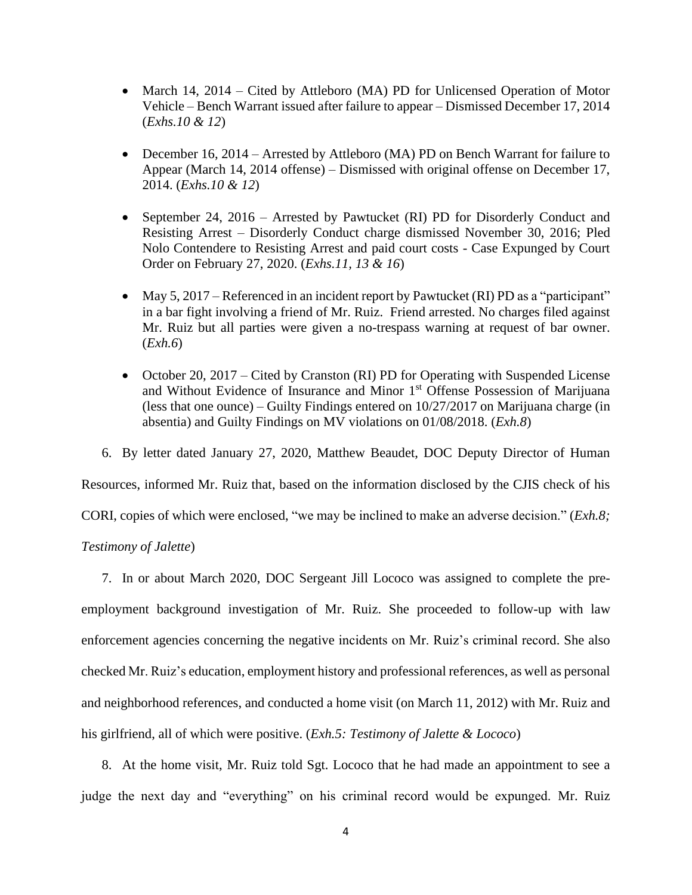- March 14, 2014 – Cited by Attleboro (MA) PD for Unlicensed Operation of Motor Vehicle – Bench Warrant issued after failure to appear – Dismissed December 17, 2014 (*Exhs.10 & 12*)

- December 16, 2014 – Arrested by Attleboro (MA) PD on Bench Warrant for failure to Appear (March 14, 2014 offense) – Dismissed with original offense on December 17, 2014. (*Exhs.10 & 12*)

- September 24, 2016 – Arrested by Pawtucket (RI) PD for Disorderly Conduct and Resisting Arrest – Disorderly Conduct charge dismissed November 30, 2016; Pled Nolo Contendere to Resisting Arrest and paid court costs - Case Expunged by Court Order on February 27, 2020. (*Exhs.11, 13 & 16*)

- May 5, 2017 – Referenced in an incident report by Pawtucket (RI) PD as a "participant" in a bar fight involving a friend of Mr. Ruiz. Friend arrested. No charges filed against Mr. Ruiz but all parties were given a no-trespass warning at request of bar owner. (*Exh.6*)

- October 20, 2017 – Cited by Cranston (RI) PD for Operating with Suspended License and Without Evidence of Insurance and Minor 1st Offense Possession of Marijuana (less that one ounce) – Guilty Findings entered on 10/27/2017 on Marijuana charge (in absentia) and Guilty Findings on MV violations on 01/08/2018. (*Exh.8*)

6. By letter dated January 27, 2020, Matthew Beaudet, DOC Deputy Director of Human Resources, informed Mr. Ruiz that, based on the information disclosed by the CJIS check of his CORI, copies of which were enclosed, "we may be inclined to make an adverse decision." (*Exh.8; Testimony of Jalette*)

7. In or about March 2020, DOC Sergeant Jill Lococo was assigned to complete the pre-employment background investigation of Mr. Ruiz. She proceeded to follow-up with law enforcement agencies concerning the negative incidents on Mr. Ruiz's criminal record. She also checked Mr. Ruiz's education, employment history and professional references, as well as personal and neighborhood references, and conducted a home visit (on March 11, 2012) with Mr. Ruiz and his girlfriend, all of which were positive. (*Exh.5: Testimony of Jalette & Lococo*)

8. At the home visit, Mr. Ruiz told Sgt. Lococo that he had made an appointment to see a judge the next day and "everything" on his criminal record would be expunged. Mr. Ruiz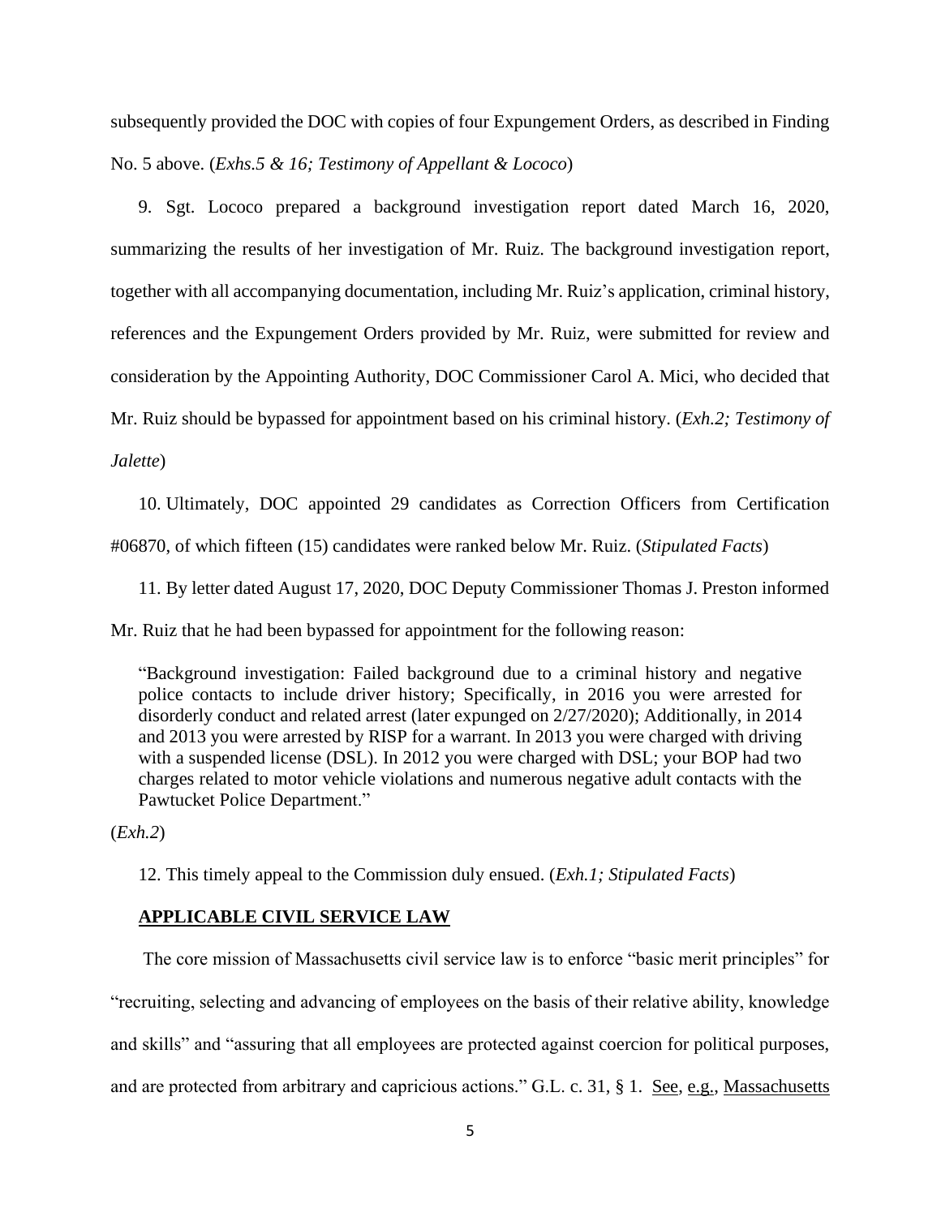subsequently provided the DOC with copies of four Expungement Orders, as described in Finding No. 5 above. (*Exhs.5 & 16; Testimony of Appellant & Lococo*)

9. Sgt. Lococo prepared a background investigation report dated March 16, 2020, summarizing the results of her investigation of Mr. Ruiz. The background investigation report, together with all accompanying documentation, including Mr. Ruiz's application, criminal history, references and the Expungement Orders provided by Mr. Ruiz, were submitted for review and consideration by the Appointing Authority, DOC Commissioner Carol A. Mici, who decided that Mr. Ruiz should be bypassed for appointment based on his criminal history. (*Exh.2; Testimony of Jalette*)

10. Ultimately, DOC appointed 29 candidates as Correction Officers from Certification #06870, of which fifteen (15) candidates were ranked below Mr. Ruiz. (*Stipulated Facts*)

11. By letter dated August 17, 2020, DOC Deputy Commissioner Thomas J. Preston informed Mr. Ruiz that he had been bypassed for appointment for the following reason:

> "Background investigation: Failed background due to a criminal history and negative police contacts to include driver history; Specifically, in 2016 you were arrested for disorderly conduct and related arrest (later expunged on 2/27/2020); Additionally, in 2014 and 2013 you were arrested by RISP for a warrant. In 2013 you were charged with driving with a suspended license (DSL). In 2012 you were charged with DSL; your BOP had two charges related to motor vehicle violations and numerous negative adult contacts with the Pawtucket Police Department."

(*Exh.2*)

12. This timely appeal to the Commission duly ensued. (*Exh.1; Stipulated Facts*)

## APPLICABLE CIVIL SERVICE LAW

The core mission of Massachusetts civil service law is to enforce "basic merit principles" for "recruiting, selecting and advancing of employees on the basis of their relative ability, knowledge and skills" and "assuring that all employees are protected against coercion for political purposes, and are protected from arbitrary and capricious actions." G.L. c. 31, § 1. See, e.g., Massachusetts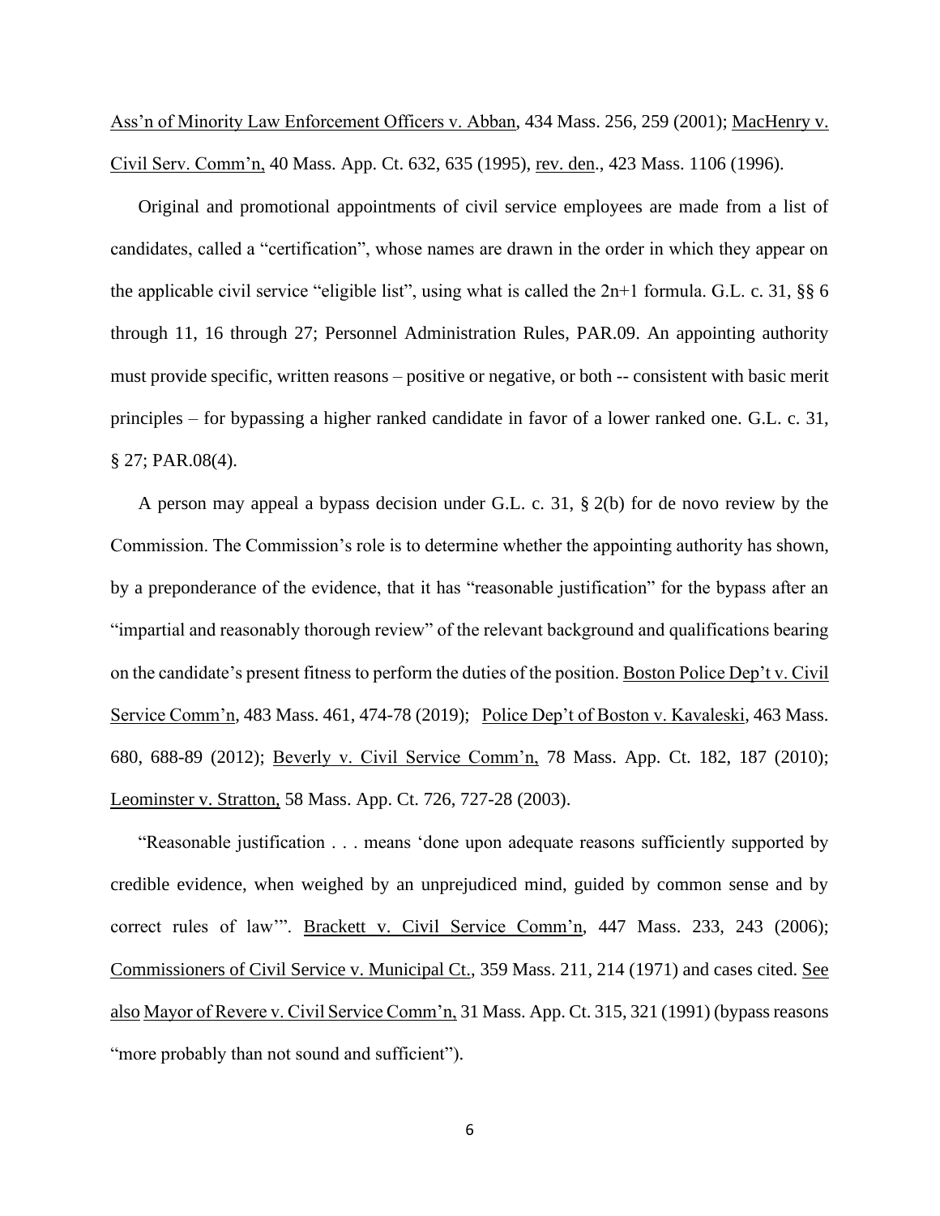Ass'n of Minority Law Enforcement Officers v. Abban, 434 Mass. 256, 259 (2001); MacHenry v. Civil Serv. Comm'n, 40 Mass. App. Ct. 632, 635 (1995), rev. den., 423 Mass. 1106 (1996).

Original and promotional appointments of civil service employees are made from a list of candidates, called a "certification", whose names are drawn in the order in which they appear on the applicable civil service "eligible list", using what is called the 2n+1 formula. G.L. c. 31, §§ 6 through 11, 16 through 27; Personnel Administration Rules, PAR.09. An appointing authority must provide specific, written reasons – positive or negative, or both -- consistent with basic merit principles – for bypassing a higher ranked candidate in favor of a lower ranked one. G.L. c. 31, § 27; PAR.08(4).

A person may appeal a bypass decision under G.L. c. 31, § 2(b) for de novo review by the Commission. The Commission's role is to determine whether the appointing authority has shown, by a preponderance of the evidence, that it has "reasonable justification" for the bypass after an "impartial and reasonably thorough review" of the relevant background and qualifications bearing on the candidate's present fitness to perform the duties of the position. Boston Police Dep't v. Civil Service Comm'n, 483 Mass. 461, 474-78 (2019); Police Dep't of Boston v. Kavaleski, 463 Mass. 680, 688-89 (2012); Beverly v. Civil Service Comm'n, 78 Mass. App. Ct. 182, 187 (2010); Leominster v. Stratton, 58 Mass. App. Ct. 726, 727-28 (2003).

"Reasonable justification . . . means 'done upon adequate reasons sufficiently supported by credible evidence, when weighed by an unprejudiced mind, guided by common sense and by correct rules of law'". Brackett v. Civil Service Comm'n, 447 Mass. 233, 243 (2006); Commissioners of Civil Service v. Municipal Ct., 359 Mass. 211, 214 (1971) and cases cited. See also Mayor of Revere v. Civil Service Comm'n, 31 Mass. App. Ct. 315, 321 (1991) (bypass reasons "more probably than not sound and sufficient").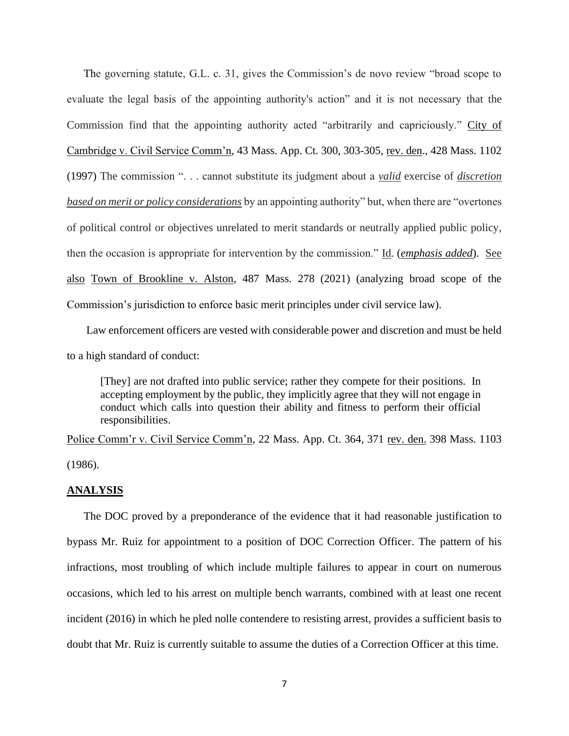The governing statute, G.L. c. 31, gives the Commission's de novo review "broad scope to evaluate the legal basis of the appointing authority's action" and it is not necessary that the Commission find that the appointing authority acted "arbitrarily and capriciously." City of Cambridge v. Civil Service Comm'n, 43 Mass. App. Ct. 300, 303-305, rev. den., 428 Mass. 1102 (1997) The commission ". . . cannot substitute its judgment about a ***valid*** exercise of ***discretion based on merit or policy considerations*** by an appointing authority" but, when there are "overtones of political control or objectives unrelated to merit standards or neutrally applied public policy, then the occasion is appropriate for intervention by the commission." Id. (***emphasis added***). See also Town of Brookline v. Alston, 487 Mass. 278 (2021) (analyzing broad scope of the Commission's jurisdiction to enforce basic merit principles under civil service law).

Law enforcement officers are vested with considerable power and discretion and must be held to a high standard of conduct:

> [They] are not drafted into public service; rather they compete for their positions. In accepting employment by the public, they implicitly agree that they will not engage in conduct which calls into question their ability and fitness to perform their official responsibilities.

Police Comm'r v. Civil Service Comm'n, 22 Mass. App. Ct. 364, 371 rev. den. 398 Mass. 1103 (1986).

## ANALYSIS

The DOC proved by a preponderance of the evidence that it had reasonable justification to bypass Mr. Ruiz for appointment to a position of DOC Correction Officer. The pattern of his infractions, most troubling of which include multiple failures to appear in court on numerous occasions, which led to his arrest on multiple bench warrants, combined with at least one recent incident (2016) in which he pled nolle contendere to resisting arrest, provides a sufficient basis to doubt that Mr. Ruiz is currently suitable to assume the duties of a Correction Officer at this time.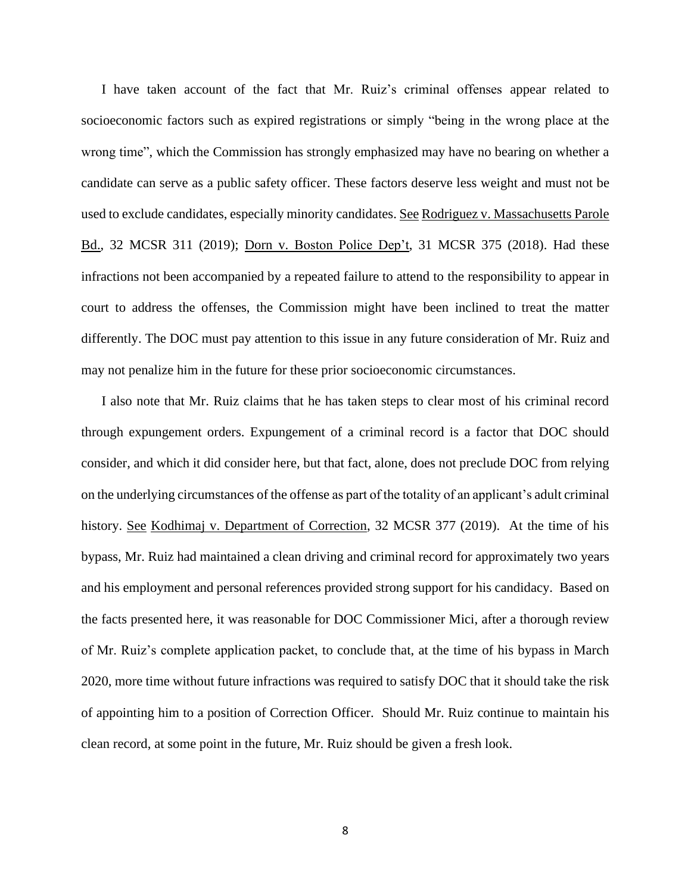I have taken account of the fact that Mr. Ruiz's criminal offenses appear related to socioeconomic factors such as expired registrations or simply "being in the wrong place at the wrong time", which the Commission has strongly emphasized may have no bearing on whether a candidate can serve as a public safety officer. These factors deserve less weight and must not be used to exclude candidates, especially minority candidates. See Rodriguez v. Massachusetts Parole Bd., 32 MCSR 311 (2019); Dorn v. Boston Police Dep't, 31 MCSR 375 (2018). Had these infractions not been accompanied by a repeated failure to attend to the responsibility to appear in court to address the offenses, the Commission might have been inclined to treat the matter differently. The DOC must pay attention to this issue in any future consideration of Mr. Ruiz and may not penalize him in the future for these prior socioeconomic circumstances.

I also note that Mr. Ruiz claims that he has taken steps to clear most of his criminal record through expungement orders. Expungement of a criminal record is a factor that DOC should consider, and which it did consider here, but that fact, alone, does not preclude DOC from relying on the underlying circumstances of the offense as part of the totality of an applicant's adult criminal history. See Kodhimaj v. Department of Correction, 32 MCSR 377 (2019). At the time of his bypass, Mr. Ruiz had maintained a clean driving and criminal record for approximately two years and his employment and personal references provided strong support for his candidacy. Based on the facts presented here, it was reasonable for DOC Commissioner Mici, after a thorough review of Mr. Ruiz's complete application packet, to conclude that, at the time of his bypass in March 2020, more time without future infractions was required to satisfy DOC that it should take the risk of appointing him to a position of Correction Officer. Should Mr. Ruiz continue to maintain his clean record, at some point in the future, Mr. Ruiz should be given a fresh look.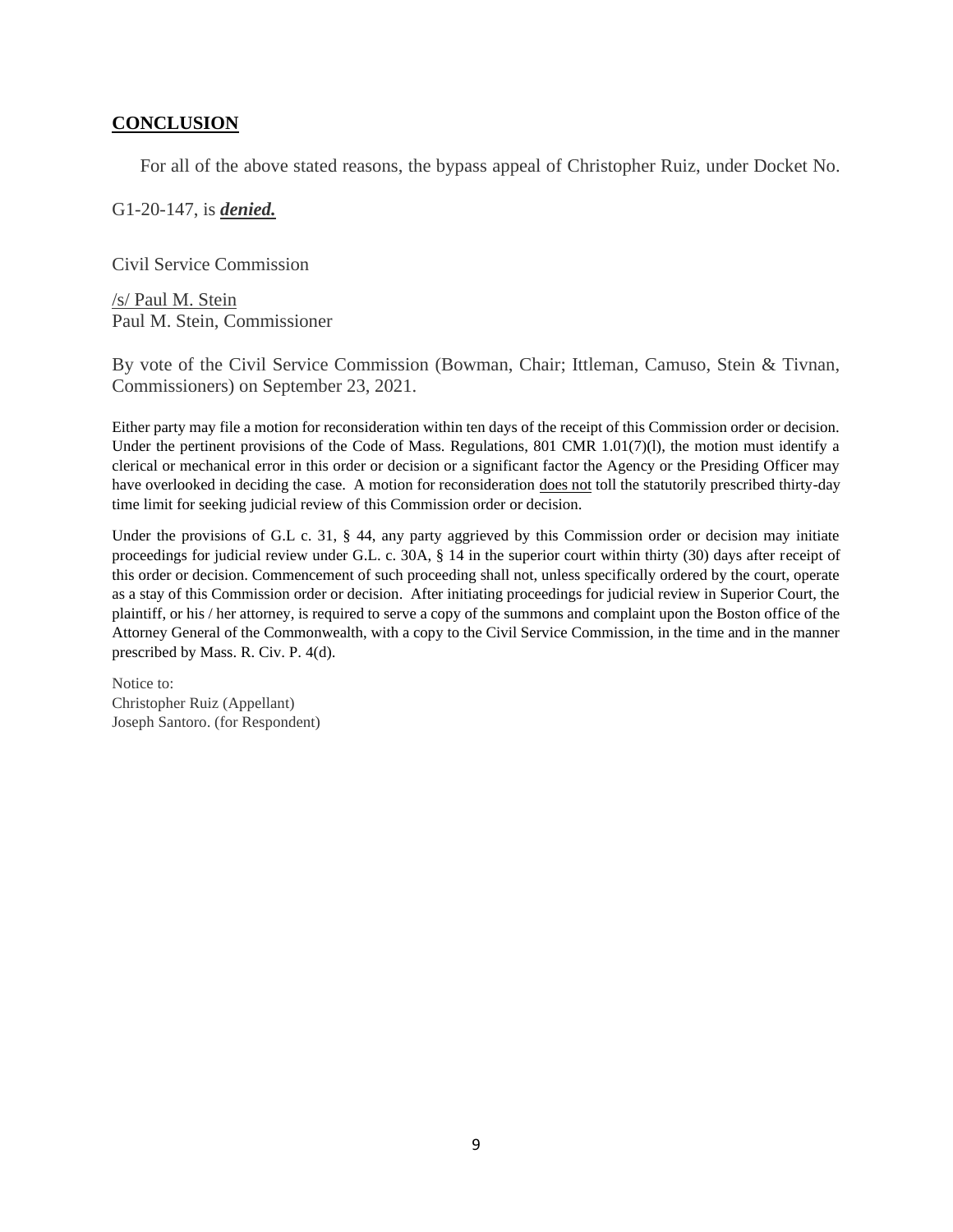## **CONCLUSION**

For all of the above stated reasons, the bypass appeal of Christopher Ruiz, under Docket No. G1-20-147, is ***denied.***

Civil Service Commission

/s/ Paul M. Stein
Paul M. Stein, Commissioner

By vote of the Civil Service Commission (Bowman, Chair; Ittleman, Camuso, Stein & Tivnan, Commissioners) on September 23, 2021.

Either party may file a motion for reconsideration within ten days of the receipt of this Commission order or decision. Under the pertinent provisions of the Code of Mass. Regulations, 801 CMR 1.01(7)(l), the motion must identify a clerical or mechanical error in this order or decision or a significant factor the Agency or the Presiding Officer may have overlooked in deciding the case. A motion for reconsideration does not toll the statutorily prescribed thirty-day time limit for seeking judicial review of this Commission order or decision.

Under the provisions of G.L c. 31, § 44, any party aggrieved by this Commission order or decision may initiate proceedings for judicial review under G.L. c. 30A, § 14 in the superior court within thirty (30) days after receipt of this order or decision. Commencement of such proceeding shall not, unless specifically ordered by the court, operate as a stay of this Commission order or decision. After initiating proceedings for judicial review in Superior Court, the plaintiff, or his / her attorney, is required to serve a copy of the summons and complaint upon the Boston office of the Attorney General of the Commonwealth, with a copy to the Civil Service Commission, in the time and in the manner prescribed by Mass. R. Civ. P. 4(d).

Notice to:
Christopher Ruiz (Appellant)
Joseph Santoro. (for Respondent)